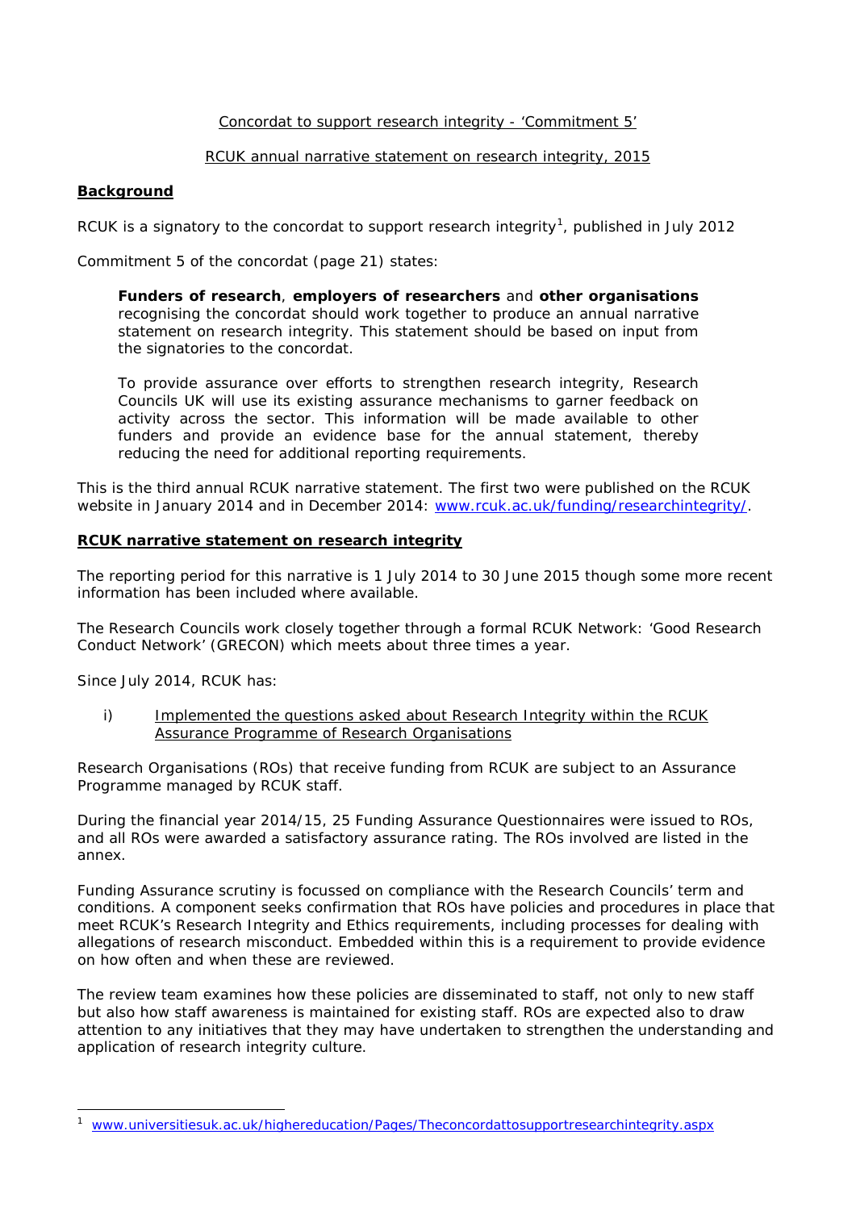Concordat to support research integrity - 'Commitment 5'

RCUK annual narrative statement on research integrity, 2015

**Background**

RCUK is a signatory to the concordat to support research integrity[1], published in July 2012

Commitment 5 of the concordat (page 21) states:

> **Funders of research**, **employers of researchers** and **other organisations** recognising the concordat should work together to produce an annual narrative statement on research integrity. This statement should be based on input from the signatories to the concordat.
>
> To provide assurance over efforts to strengthen research integrity, Research Councils UK will use its existing assurance mechanisms to garner feedback on activity across the sector. This information will be made available to other funders and provide an evidence base for the annual statement, thereby reducing the need for additional reporting requirements.

This is the third annual RCUK narrative statement. The first two were published on the RCUK website in January 2014 and in December 2014: www.rcuk.ac.uk/funding/researchintegrity/.

**RCUK narrative statement on research integrity**

The reporting period for this narrative is 1 July 2014 to 30 June 2015 though some more recent information has been included where available.

The Research Councils work closely together through a formal RCUK Network: 'Good Research Conduct Network' (GRECON) which meets about three times a year.

Since July 2014, RCUK has:

i) Implemented the questions asked about Research Integrity within the RCUK Assurance Programme of Research Organisations

Research Organisations (ROs) that receive funding from RCUK are subject to an Assurance Programme managed by RCUK staff.

During the financial year 2014/15, 25 Funding Assurance Questionnaires were issued to ROs, and all ROs were awarded a satisfactory assurance rating. The ROs involved are listed in the annex.

Funding Assurance scrutiny is focussed on compliance with the Research Councils' term and conditions. A component seeks confirmation that ROs have policies and procedures in place that meet RCUK's Research Integrity and Ethics requirements, including processes for dealing with allegations of research misconduct. Embedded within this is a requirement to provide evidence on how often and when these are reviewed.

The review team examines how these policies are disseminated to staff, not only to new staff but also how staff awareness is maintained for existing staff. ROs are expected also to draw attention to any initiatives that they may have undertaken to strengthen the understanding and application of research integrity culture.

[1] www.universitiesuk.ac.uk/highereducation/Pages/Theconcordattosupportresearchintegrity.aspx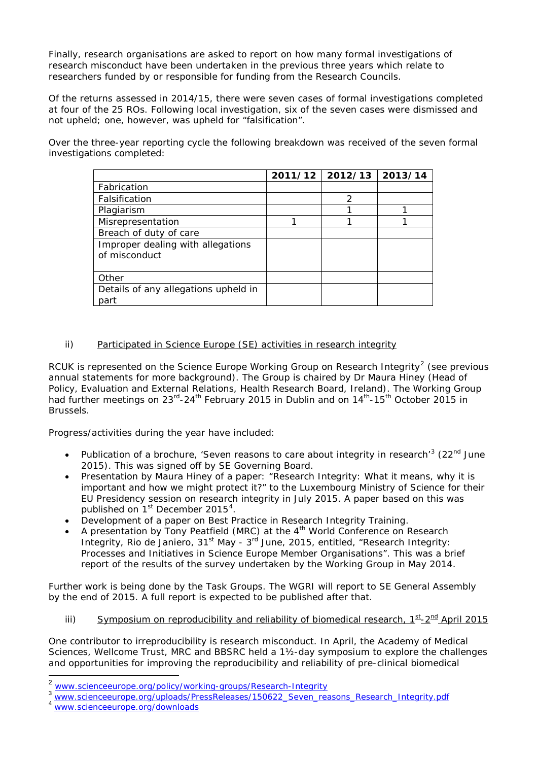Finally, research organisations are asked to report on how many formal investigations of research misconduct have been undertaken in the previous three years which relate to researchers funded by or responsible for funding from the Research Councils.

Of the returns assessed in 2014/15, there were seven cases of formal investigations completed at four of the 25 ROs. Following local investigation, six of the seven cases were dismissed and not upheld; one, however, was upheld for "falsification".

Over the three-year reporting cycle the following breakdown was received of the seven formal investigations completed:

| | 2011/12 | 2012/13 | 2013/14 |
|---|---|---|---|
| Fabrication | | | |
| Falsification | | 2 | |
| Plagiarism | | 1 | 1 |
| Misrepresentation | 1 | 1 | 1 |
| Breach of duty of care | | | |
| Improper dealing with allegations of misconduct | | | |
| Other | | | |
| Details of any allegations upheld in part | | | |

ii) Participated in Science Europe (SE) activities in research integrity

RCUK is represented on the Science Europe Working Group on Research Integrity[2] (see previous annual statements for more background). The Group is chaired by Dr Maura Hiney (Head of Policy, Evaluation and External Relations, Health Research Board, Ireland). The Working Group had further meetings on 23rd-24th February 2015 in Dublin and on 14th-15th October 2015 in Brussels.

Progress/activities during the year have included:

- Publication of a brochure, 'Seven reasons to care about integrity in research'[3] (22nd June 2015). This was signed off by SE Governing Board.
- Presentation by Maura Hiney of a paper: "Research Integrity: What it means, why it is important and how we might protect it?" to the Luxembourg Ministry of Science for their EU Presidency session on research integrity in July 2015. A paper based on this was published on 1st December 2015[4].
- Development of a paper on Best Practice in Research Integrity Training.
- A presentation by Tony Peatfield (MRC) at the 4th World Conference on Research Integrity, Rio de Janiero, 31st May - 3rd June, 2015, entitled, "Research Integrity: Processes and Initiatives in Science Europe Member Organisations". This was a brief report of the results of the survey undertaken by the Working Group in May 2014.

Further work is being done by the Task Groups. The WGRI will report to SE General Assembly by the end of 2015. A full report is expected to be published after that.

iii) Symposium on reproducibility and reliability of biomedical research, 1st-2nd April 2015

One contributor to irreproducibility is research misconduct. In April, the Academy of Medical Sciences, Wellcome Trust, MRC and BBSRC held a 1½-day symposium to explore the challenges and opportunities for improving the reproducibility and reliability of pre-clinical biomedical

[2] www.scienceeurope.org/policy/working-groups/Research-Integrity

[3] www.scienceeurope.org/uploads/PressReleases/150622_Seven_reasons_Research_Integrity.pdf

[4] www.scienceeurope.org/downloads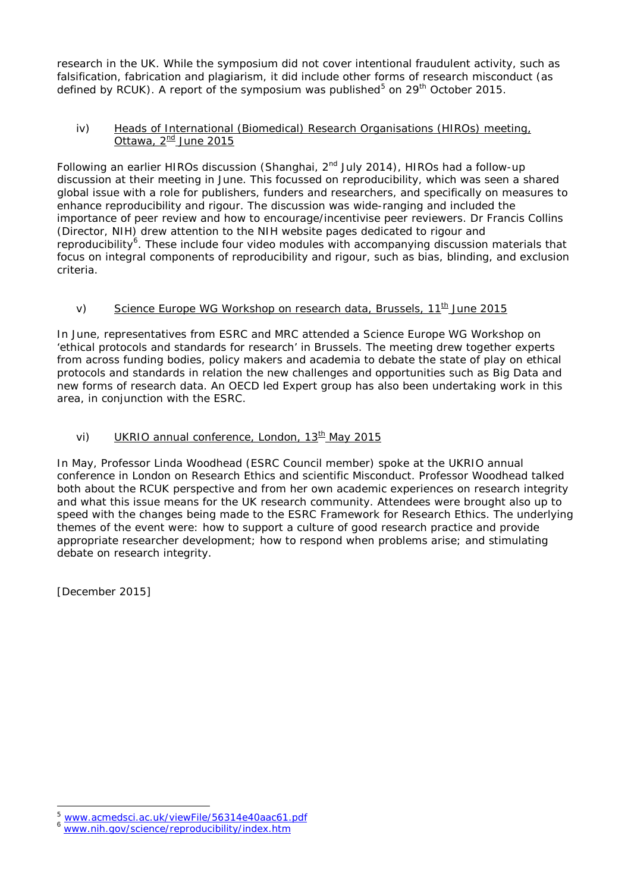research in the UK. While the symposium did not cover intentional fraudulent activity, such as falsification, fabrication and plagiarism, it did include other forms of research misconduct (as defined by RCUK). A report of the symposium was published[5] on 29th October 2015.

iv) Heads of International (Biomedical) Research Organisations (HIROs) meeting, Ottawa, 2nd June 2015

Following an earlier HIROs discussion (Shanghai, 2nd July 2014), HIROs had a follow-up discussion at their meeting in June. This focussed on reproducibility, which was seen a shared global issue with a role for publishers, funders and researchers, and specifically on measures to enhance reproducibility and rigour. The discussion was wide-ranging and included the importance of peer review and how to encourage/incentivise peer reviewers. Dr Francis Collins (Director, NIH) drew attention to the NIH website pages dedicated to rigour and reproducibility[6]. These include four video modules with accompanying discussion materials that focus on integral components of reproducibility and rigour, such as bias, blinding, and exclusion criteria.

v) Science Europe WG Workshop on research data, Brussels, 11th June 2015

In June, representatives from ESRC and MRC attended a Science Europe WG Workshop on 'ethical protocols and standards for research' in Brussels. The meeting drew together experts from across funding bodies, policy makers and academia to debate the state of play on ethical protocols and standards in relation the new challenges and opportunities such as Big Data and new forms of research data. An OECD led Expert group has also been undertaking work in this area, in conjunction with the ESRC.

vi) UKRIO annual conference, London, 13th May 2015

In May, Professor Linda Woodhead (ESRC Council member) spoke at the UKRIO annual conference in London on Research Ethics and scientific Misconduct. Professor Woodhead talked both about the RCUK perspective and from her own academic experiences on research integrity and what this issue means for the UK research community. Attendees were brought also up to speed with the changes being made to the ESRC Framework for Research Ethics. The underlying themes of the event were: how to support a culture of good research practice and provide appropriate researcher development; how to respond when problems arise; and stimulating debate on research integrity.

[December 2015]

---

[5] www.acmedsci.ac.uk/viewFile/56314e40aac61.pdf

[6] www.nih.gov/science/reproducibility/index.htm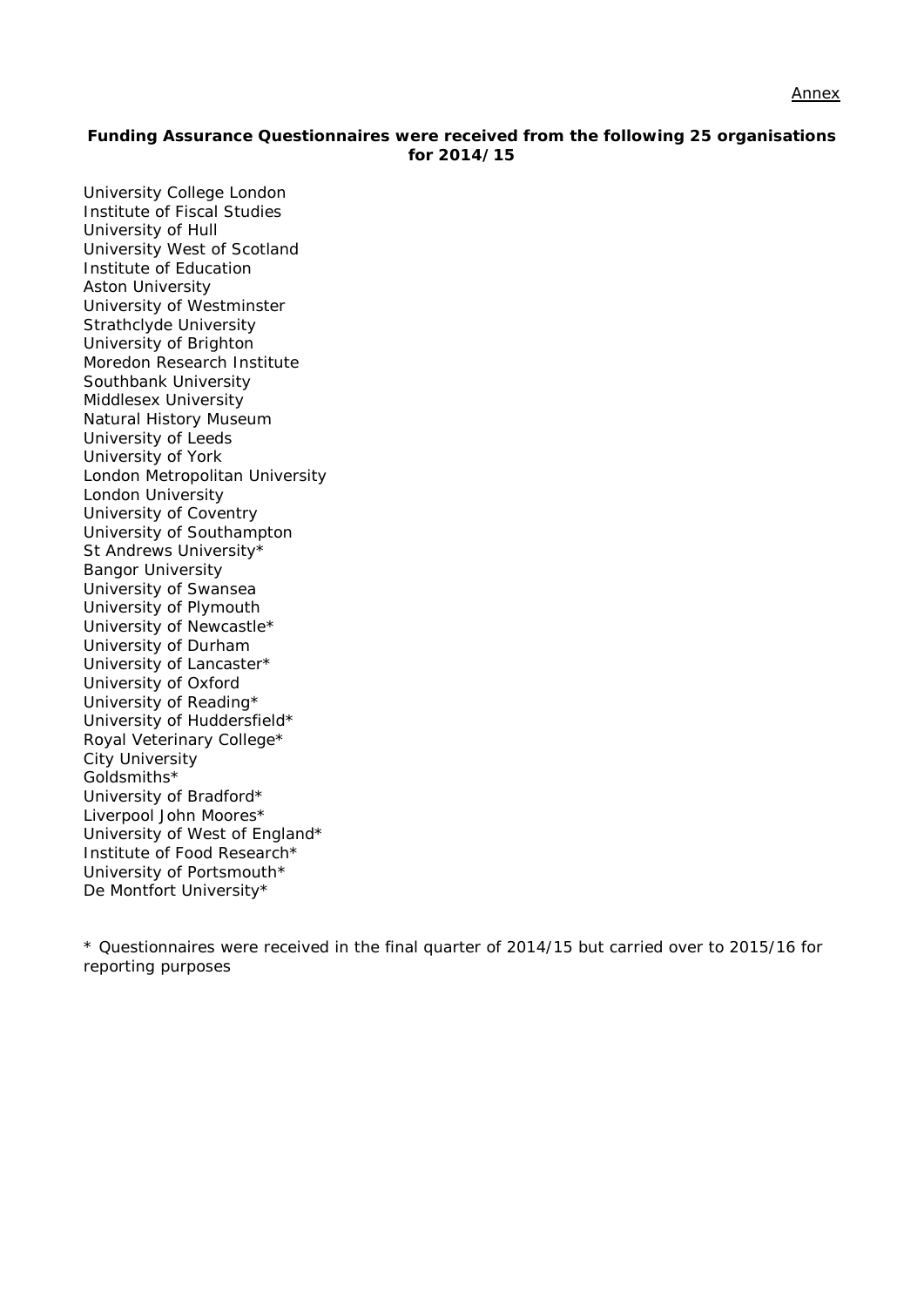Annex

**Funding Assurance Questionnaires were received from the following 25 organisations for 2014/15**

University College London
Institute of Fiscal Studies
University of Hull
University West of Scotland
Institute of Education
Aston University
University of Westminster
Strathclyde University
University of Brighton
Moredon Research Institute
Southbank University
Middlesex University
Natural History Museum
University of Leeds
University of York
London Metropolitan University
London University
University of Coventry
University of Southampton
St Andrews University*
Bangor University
University of Swansea
University of Plymouth
University of Newcastle*
University of Durham
University of Lancaster*
University of Oxford
University of Reading*
University of Huddersfield*
Royal Veterinary College*
City University
Goldsmiths*
University of Bradford*
Liverpool John Moores*
University of West of England*
Institute of Food Research*
University of Portsmouth*
De Montfort University*

* Questionnaires were received in the final quarter of 2014/15 but carried over to 2015/16 for reporting purposes